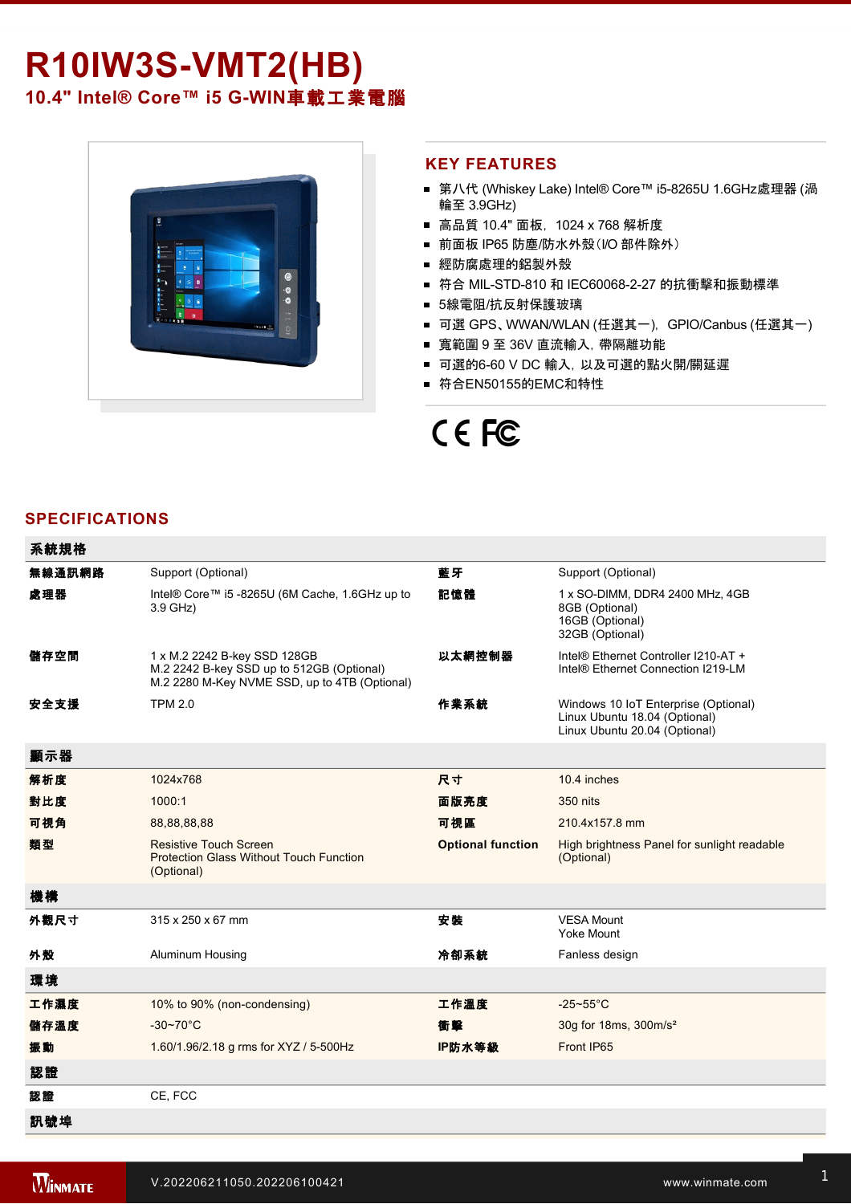# R10IW3S-VMT2(HB)

## 10.4" Intel® Core™ i5 G-WIN車載工業電腦

## KEY FEATURES

- 第八代 (Whiskey Lake) Intel® Core™ i5-8265U 1.6GHz處理器 (渦輪至 3.9GHz)
- 高品質 10.4" 面板，1024 x 768 解析度
- 前面板 IP65 防塵/防水外殼（I/O 部件除外）
- 經防腐處理的鋁製外殼
- 符合 MIL-STD-810 和 IEC60068-2-27 的抗衝擊和振動標準
- 5線電阻/抗反射保護玻璃
- 可選 GPS、WWAN/WLAN (任選其一)，GPIO/Canbus (任選其一)
- 寬範圍 9 至 36V 直流輸入，帶隔離功能
- 可選的6-60 V DC 輸入，以及可選的點火開/關延遲
- 符合EN50155的EMC和特性

CE FC

## SPECIFICATIONS

| 系統規格 | | | |
|---|---|---|---|
| **無線通訊網路** | Support (Optional) | **藍牙** | Support (Optional) |
| **處理器** | Intel® Core™ i5 -8265U (6M Cache, 1.6GHz up to 3.9 GHz) | **記憶體** | 1 x SO-DIMM, DDR4 2400 MHz, 4GB<br>8GB (Optional)<br>16GB (Optional)<br>32GB (Optional) |
| **儲存空間** | 1 x M.2 2242 B-key SSD 128GB<br>M.2 2242 B-key SSD up to 512GB (Optional)<br>M.2 2280 M-Key NVME SSD, up to 4TB (Optional) | **以太網控制器** | Intel® Ethernet Controller I210-AT +<br>Intel® Ethernet Connection I219-LM |
| **安全支援** | TPM 2.0 | **作業系統** | Windows 10 IoT Enterprise (Optional)<br>Linux Ubuntu 18.04 (Optional)<br>Linux Ubuntu 20.04 (Optional) |
| **顯示器** | | | |
| **解析度** | 1024x768 | **尺寸** | 10.4 inches |
| **對比度** | 1000:1 | **面版亮度** | 350 nits |
| **可視角** | 88,88,88,88 | **可視區** | 210.4x157.8 mm |
| **類型** | Resistive Touch Screen<br>Protection Glass Without Touch Function (Optional) | **Optional function** | High brightness Panel for sunlight readable (Optional) |
| **機構** | | | |
| **外觀尺寸** | 315 x 250 x 67 mm | **安裝** | VESA Mount<br>Yoke Mount |
| **外殼** | Aluminum Housing | **冷卻系統** | Fanless design |
| **環境** | | | |
| **工作濕度** | 10% to 90% (non-condensing) | **工作溫度** | -25~55°C |
| **儲存溫度** | -30~70°C | **衝擊** | 30g for 18ms, 300m/s² |
| **振動** | 1.60/1.96/2.18 g rms for XYZ / 5-500Hz | **IP防水等級** | Front IP65 |
| **認證** | | | |
| **認證** | CE, FCC | | |
| **訊號埠** | | | |

V.202206211050.202206100421 www.winmate.com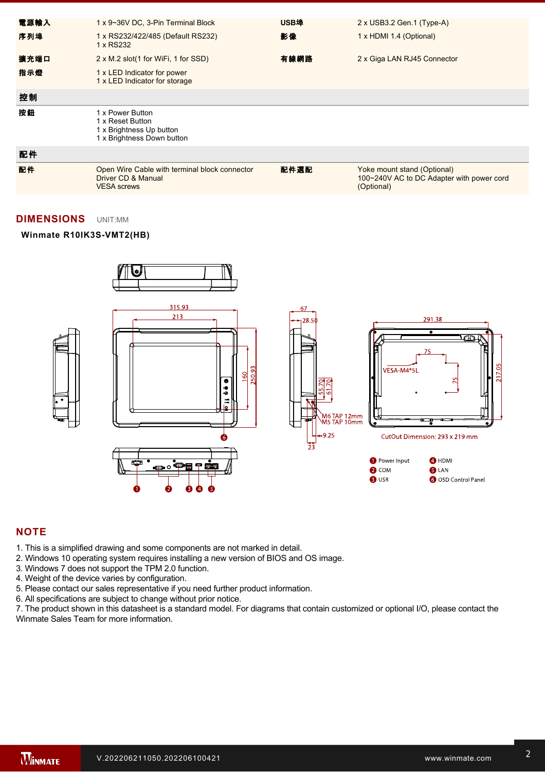| | | | |
|---|---|---|---|
| 電源輸入 | 1 x 9~36V DC, 3-Pin Terminal Block | USB埠 | 2 x USB3.2 Gen.1 (Type-A) |
| 序列埠 | 1 x RS232/422/485 (Default RS232)<br>1 x RS232 | 影像 | 1 x HDMI 1.4 (Optional) |
| 擴充端口 | 2 x M.2 slot(1 for WiFi, 1 for SSD) | 有線網路 | 2 x Giga LAN RJ45 Connector |
| 指示燈 | 1 x LED Indicator for power<br>1 x LED Indicator for storage | | |

| | | | |
|---|---|---|---|
| **控制** | | | |
| 按鈕 | 1 x Power Button<br>1 x Reset Button<br>1 x Brightness Up button<br>1 x Brightness Down button | | |

| | | | |
|---|---|---|---|
| **配件** | | | |
| 配件 | Open Wire Cable with terminal block connector<br>Driver CD & Manual<br>VESA screws | 配件選配 | Yoke mount stand (Optional)<br>100~240V AC to DC Adapter with power cord (Optional) |

## DIMENSIONS UNIT:MM

**Winmate R10IK3S-VMT2(HB)**

315.93
213
160
250.93
67
28.50
55.70
61.70
M6 TAP 12mm
M5 TAP 10mm
9.25
23
291.38
75
VESA-M4*5L
75
217.05
CutOut Dimension: 293 x 219 mm

1 Power Input
2 COM
3 USB
4 HDMI
5 LAN
6 OSD Control Panel

## NOTE

1. This is a simplified drawing and some components are not marked in detail.
2. Windows 10 operating system requires installing a new version of BIOS and OS image.
3. Windows 7 does not support the TPM 2.0 function.
4. Weight of the device varies by configuration.
5. Please contact our sales representative if you need further product information.
6. All specifications are subject to change without prior notice.
7. The product shown in this datasheet is a standard model. For diagrams that contain customized or optional I/O, please contact the Winmate Sales Team for more information.